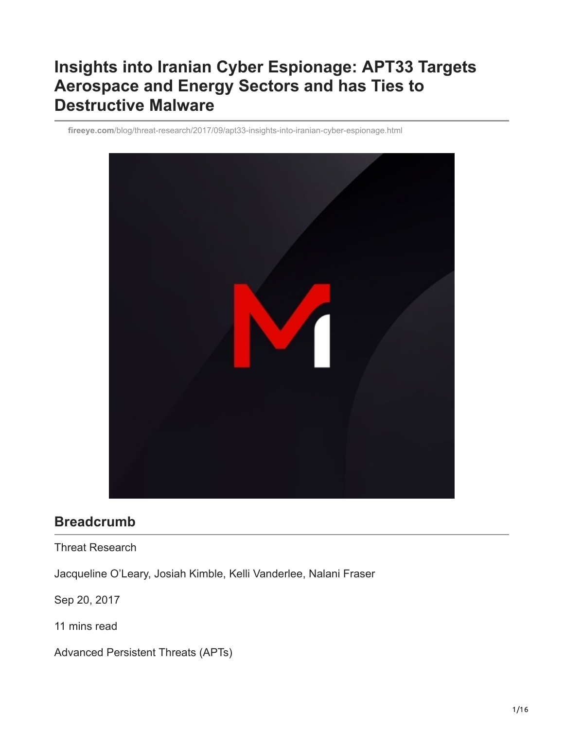# Insights into Iranian Cyber Espionage: APT33 Targets Aerospace and Energy Sectors and has Ties to Destructive Malware

fireeye.com/blog/threat-research/2017/09/apt33-insights-into-iranian-cyber-espionage.html

## Breadcrumb

Threat Research

Jacqueline O'Leary, Josiah Kimble, Kelli Vanderlee, Nalani Fraser

Sep 20, 2017

11 mins read

Advanced Persistent Threats (APTs)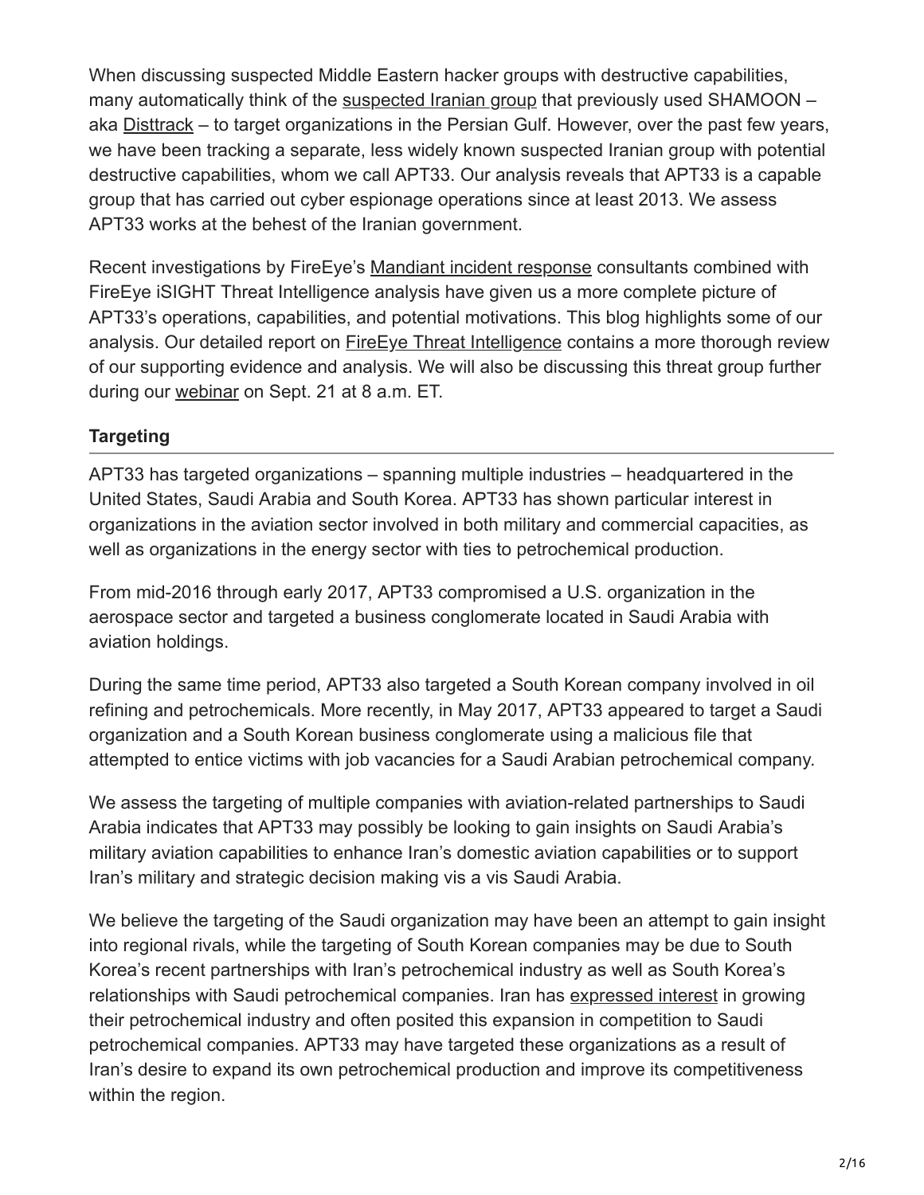When discussing suspected Middle Eastern hacker groups with destructive capabilities, many automatically think of the suspected Iranian group that previously used SHAMOON – aka Disttrack – to target organizations in the Persian Gulf. However, over the past few years, we have been tracking a separate, less widely known suspected Iranian group with potential destructive capabilities, whom we call APT33. Our analysis reveals that APT33 is a capable group that has carried out cyber espionage operations since at least 2013. We assess APT33 works at the behest of the Iranian government.

Recent investigations by FireEye's Mandiant incident response consultants combined with FireEye iSIGHT Threat Intelligence analysis have given us a more complete picture of APT33's operations, capabilities, and potential motivations. This blog highlights some of our analysis. Our detailed report on FireEye Threat Intelligence contains a more thorough review of our supporting evidence and analysis. We will also be discussing this threat group further during our webinar on Sept. 21 at 8 a.m. ET.

## Targeting

APT33 has targeted organizations – spanning multiple industries – headquartered in the United States, Saudi Arabia and South Korea. APT33 has shown particular interest in organizations in the aviation sector involved in both military and commercial capacities, as well as organizations in the energy sector with ties to petrochemical production.

From mid-2016 through early 2017, APT33 compromised a U.S. organization in the aerospace sector and targeted a business conglomerate located in Saudi Arabia with aviation holdings.

During the same time period, APT33 also targeted a South Korean company involved in oil refining and petrochemicals. More recently, in May 2017, APT33 appeared to target a Saudi organization and a South Korean business conglomerate using a malicious file that attempted to entice victims with job vacancies for a Saudi Arabian petrochemical company.

We assess the targeting of multiple companies with aviation-related partnerships to Saudi Arabia indicates that APT33 may possibly be looking to gain insights on Saudi Arabia's military aviation capabilities to enhance Iran's domestic aviation capabilities or to support Iran's military and strategic decision making vis a vis Saudi Arabia.

We believe the targeting of the Saudi organization may have been an attempt to gain insight into regional rivals, while the targeting of South Korean companies may be due to South Korea's recent partnerships with Iran's petrochemical industry as well as South Korea's relationships with Saudi petrochemical companies. Iran has expressed interest in growing their petrochemical industry and often posited this expansion in competition to Saudi petrochemical companies. APT33 may have targeted these organizations as a result of Iran's desire to expand its own petrochemical production and improve its competitiveness within the region.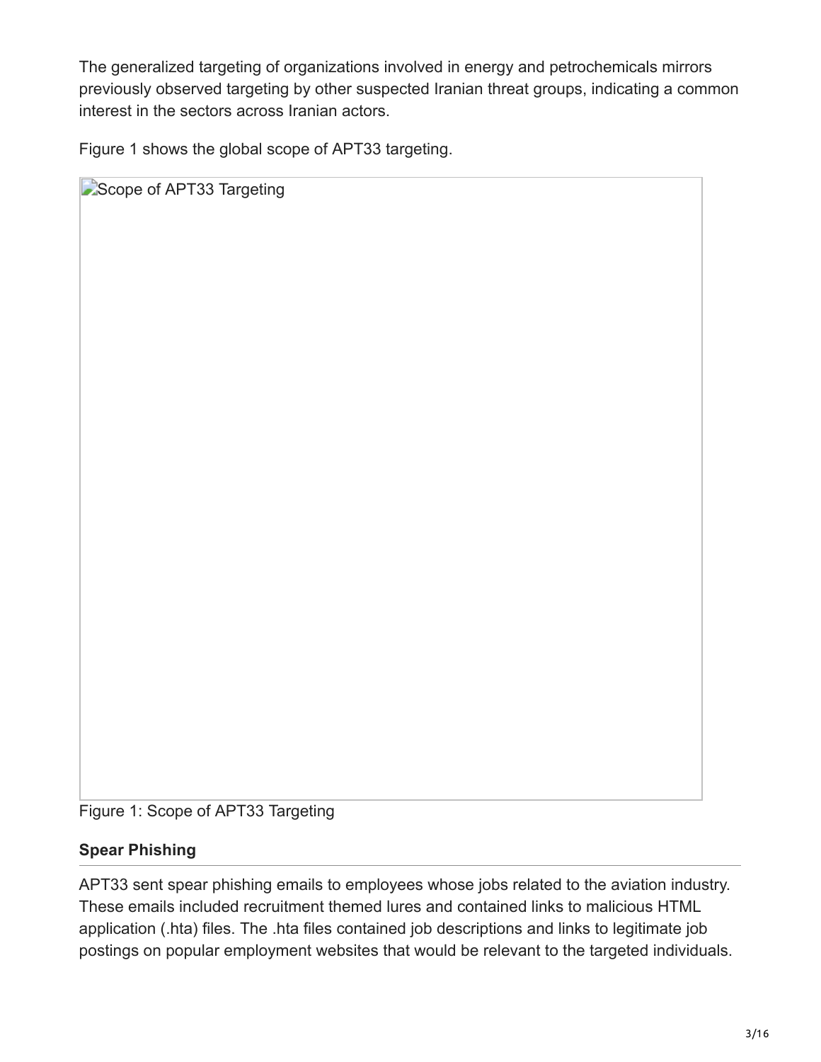The generalized targeting of organizations involved in energy and petrochemicals mirrors previously observed targeting by other suspected Iranian threat groups, indicating a common interest in the sectors across Iranian actors.

Figure 1 shows the global scope of APT33 targeting.

Scope of APT33 Targeting

Figure 1: Scope of APT33 Targeting

### Spear Phishing

APT33 sent spear phishing emails to employees whose jobs related to the aviation industry. These emails included recruitment themed lures and contained links to malicious HTML application (.hta) files. The .hta files contained job descriptions and links to legitimate job postings on popular employment websites that would be relevant to the targeted individuals.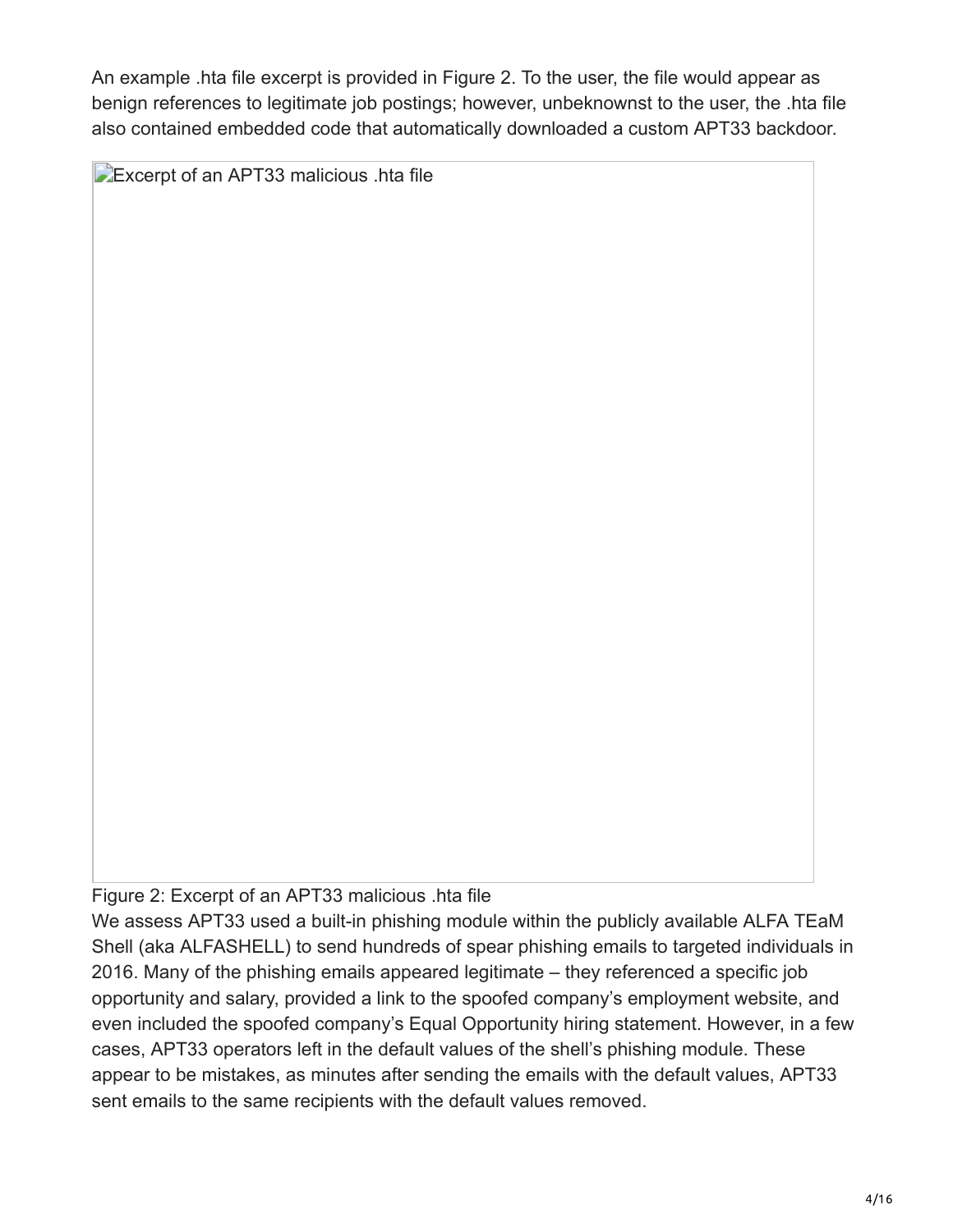An example .hta file excerpt is provided in Figure 2. To the user, the file would appear as benign references to legitimate job postings; however, unbeknownst to the user, the .hta file also contained embedded code that automatically downloaded a custom APT33 backdoor.

Figure 2: Excerpt of an APT33 malicious .hta file

We assess APT33 used a built-in phishing module within the publicly available ALFA TEaM Shell (aka ALFASHELL) to send hundreds of spear phishing emails to targeted individuals in 2016. Many of the phishing emails appeared legitimate – they referenced a specific job opportunity and salary, provided a link to the spoofed company's employment website, and even included the spoofed company's Equal Opportunity hiring statement. However, in a few cases, APT33 operators left in the default values of the shell's phishing module. These appear to be mistakes, as minutes after sending the emails with the default values, APT33 sent emails to the same recipients with the default values removed.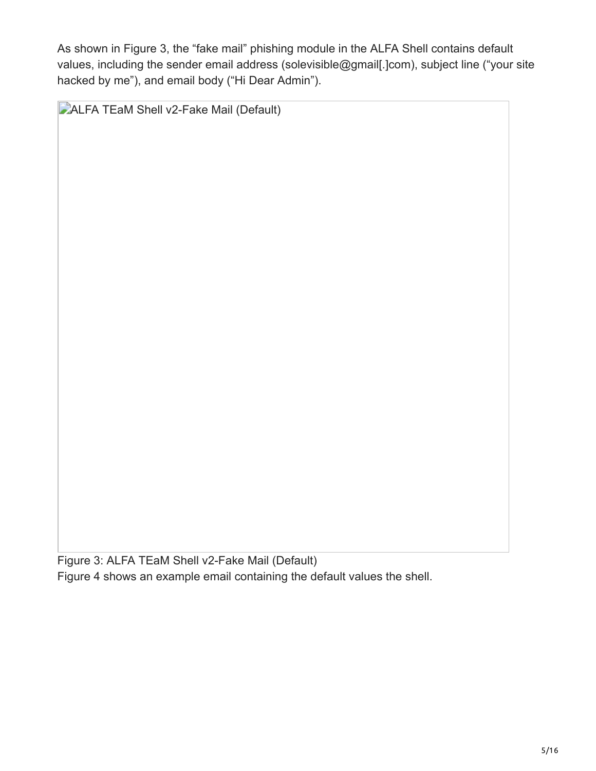As shown in Figure 3, the "fake mail" phishing module in the ALFA Shell contains default values, including the sender email address (solevisible@gmail[.]com), subject line ("your site hacked by me"), and email body ("Hi Dear Admin").

ALFA TEaM Shell v2-Fake Mail (Default)

Figure 3: ALFA TEaM Shell v2-Fake Mail (Default)

Figure 4 shows an example email containing the default values the shell.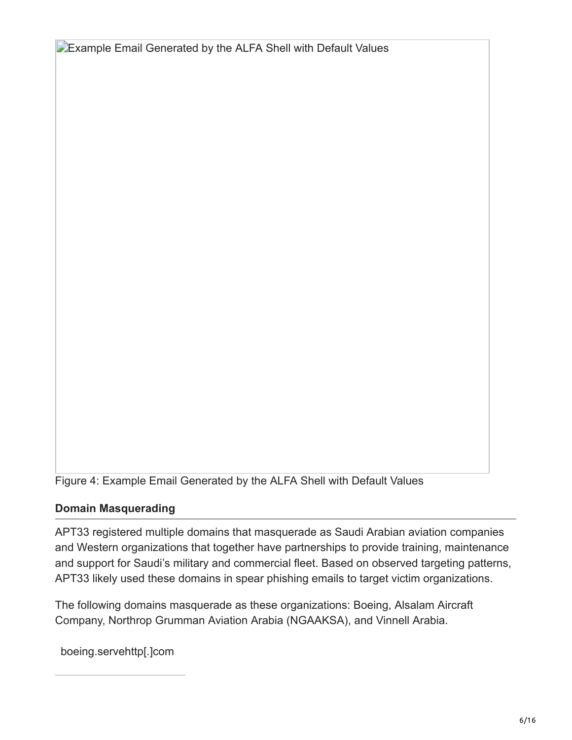Example Email Generated by the ALFA Shell with Default Values

Figure 4: Example Email Generated by the ALFA Shell with Default Values

**Domain Masquerading**

APT33 registered multiple domains that masquerade as Saudi Arabian aviation companies and Western organizations that together have partnerships to provide training, maintenance and support for Saudi's military and commercial fleet. Based on observed targeting patterns, APT33 likely used these domains in spear phishing emails to target victim organizations.

The following domains masquerade as these organizations: Boeing, Alsalam Aircraft Company, Northrop Grumman Aviation Arabia (NGAAKSA), and Vinnell Arabia.

| boeing.servehttp[.]com |
| --- |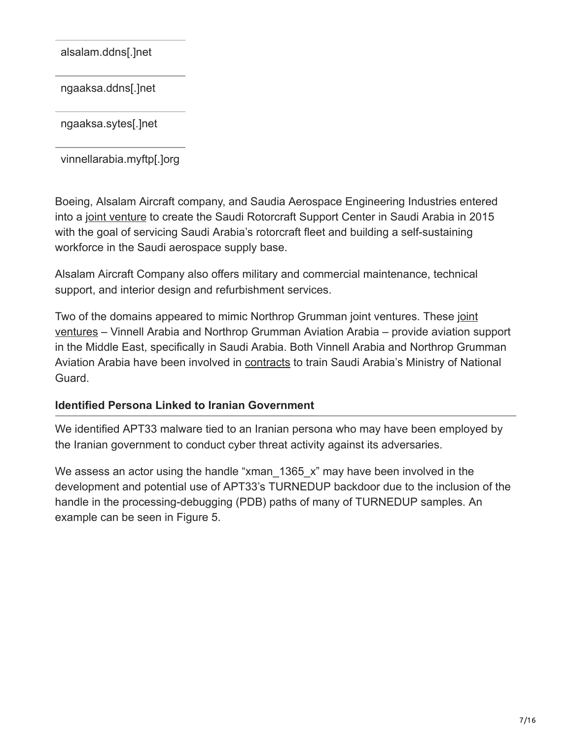| |
|---|
| alsalam.ddns[.]net |
| ngaaksa.ddns[.]net |
| ngaaksa.sytes[.]net |
| vinnellarabia.myftp[.]org |

Boeing, Alsalam Aircraft company, and Saudia Aerospace Engineering Industries entered into a joint venture to create the Saudi Rotorcraft Support Center in Saudi Arabia in 2015 with the goal of servicing Saudi Arabia's rotorcraft fleet and building a self-sustaining workforce in the Saudi aerospace supply base.

Alsalam Aircraft Company also offers military and commercial maintenance, technical support, and interior design and refurbishment services.

Two of the domains appeared to mimic Northrop Grumman joint ventures. These joint ventures – Vinnell Arabia and Northrop Grumman Aviation Arabia – provide aviation support in the Middle East, specifically in Saudi Arabia. Both Vinnell Arabia and Northrop Grumman Aviation Arabia have been involved in contracts to train Saudi Arabia's Ministry of National Guard.

**Identified Persona Linked to Iranian Government**

We identified APT33 malware tied to an Iranian persona who may have been employed by the Iranian government to conduct cyber threat activity against its adversaries.

We assess an actor using the handle "xman_1365_x" may have been involved in the development and potential use of APT33's TURNEDUP backdoor due to the inclusion of the handle in the processing-debugging (PDB) paths of many of TURNEDUP samples. An example can be seen in Figure 5.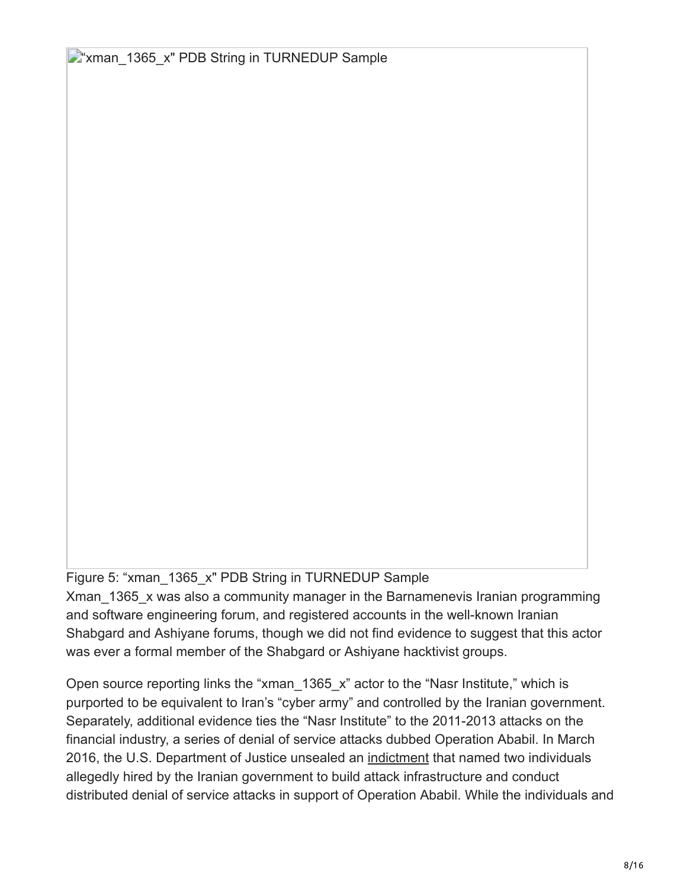"xman_1365_x" PDB String in TURNEDUP Sample

Figure 5: "xman_1365_x" PDB String in TURNEDUP Sample

Xman_1365_x was also a community manager in the Barnamenevis Iranian programming and software engineering forum, and registered accounts in the well-known Iranian Shabgard and Ashiyane forums, though we did not find evidence to suggest that this actor was ever a formal member of the Shabgard or Ashiyane hacktivist groups.

Open source reporting links the "xman_1365_x" actor to the "Nasr Institute," which is purported to be equivalent to Iran's "cyber army" and controlled by the Iranian government. Separately, additional evidence ties the "Nasr Institute" to the 2011-2013 attacks on the financial industry, a series of denial of service attacks dubbed Operation Ababil. In March 2016, the U.S. Department of Justice unsealed an indictment that named two individuals allegedly hired by the Iranian government to build attack infrastructure and conduct distributed denial of service attacks in support of Operation Ababil. While the individuals and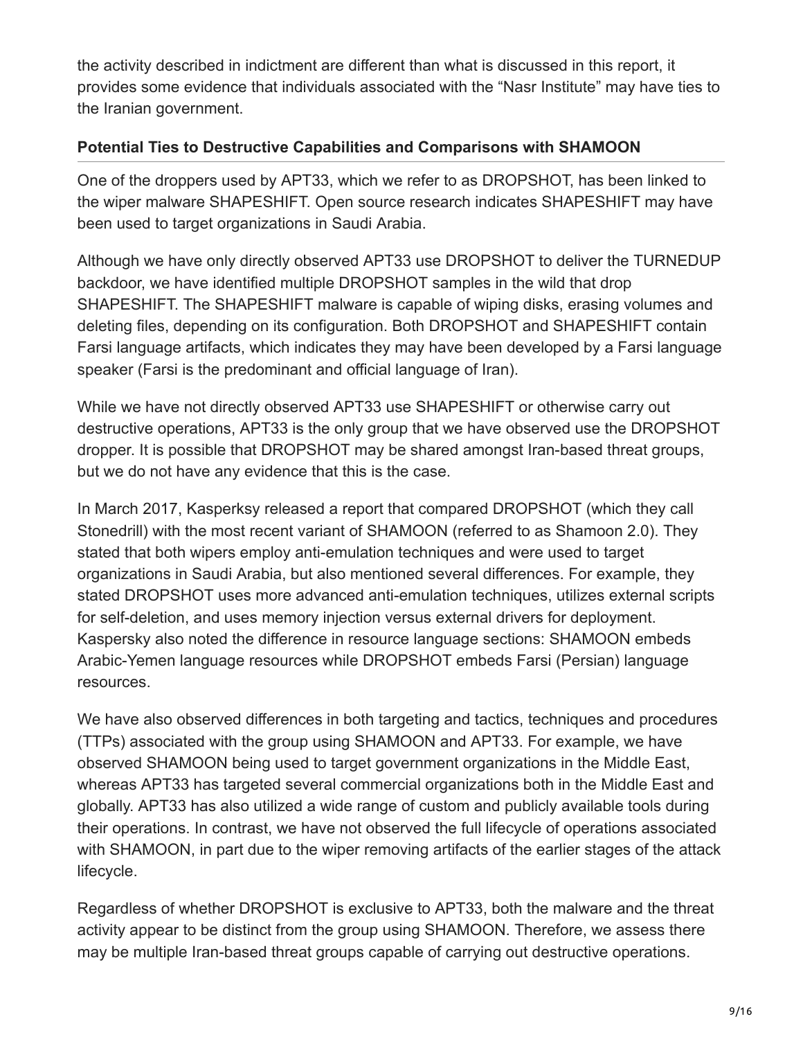the activity described in indictment are different than what is discussed in this report, it provides some evidence that individuals associated with the "Nasr Institute" may have ties to the Iranian government.

### Potential Ties to Destructive Capabilities and Comparisons with SHAMOON

One of the droppers used by APT33, which we refer to as DROPSHOT, has been linked to the wiper malware SHAPESHIFT. Open source research indicates SHAPESHIFT may have been used to target organizations in Saudi Arabia.

Although we have only directly observed APT33 use DROPSHOT to deliver the TURNEDUP backdoor, we have identified multiple DROPSHOT samples in the wild that drop SHAPESHIFT. The SHAPESHIFT malware is capable of wiping disks, erasing volumes and deleting files, depending on its configuration. Both DROPSHOT and SHAPESHIFT contain Farsi language artifacts, which indicates they may have been developed by a Farsi language speaker (Farsi is the predominant and official language of Iran).

While we have not directly observed APT33 use SHAPESHIFT or otherwise carry out destructive operations, APT33 is the only group that we have observed use the DROPSHOT dropper. It is possible that DROPSHOT may be shared amongst Iran-based threat groups, but we do not have any evidence that this is the case.

In March 2017, Kasperksy released a report that compared DROPSHOT (which they call Stonedrill) with the most recent variant of SHAMOON (referred to as Shamoon 2.0). They stated that both wipers employ anti-emulation techniques and were used to target organizations in Saudi Arabia, but also mentioned several differences. For example, they stated DROPSHOT uses more advanced anti-emulation techniques, utilizes external scripts for self-deletion, and uses memory injection versus external drivers for deployment. Kaspersky also noted the difference in resource language sections: SHAMOON embeds Arabic-Yemen language resources while DROPSHOT embeds Farsi (Persian) language resources.

We have also observed differences in both targeting and tactics, techniques and procedures (TTPs) associated with the group using SHAMOON and APT33. For example, we have observed SHAMOON being used to target government organizations in the Middle East, whereas APT33 has targeted several commercial organizations both in the Middle East and globally. APT33 has also utilized a wide range of custom and publicly available tools during their operations. In contrast, we have not observed the full lifecycle of operations associated with SHAMOON, in part due to the wiper removing artifacts of the earlier stages of the attack lifecycle.

Regardless of whether DROPSHOT is exclusive to APT33, both the malware and the threat activity appear to be distinct from the group using SHAMOON. Therefore, we assess there may be multiple Iran-based threat groups capable of carrying out destructive operations.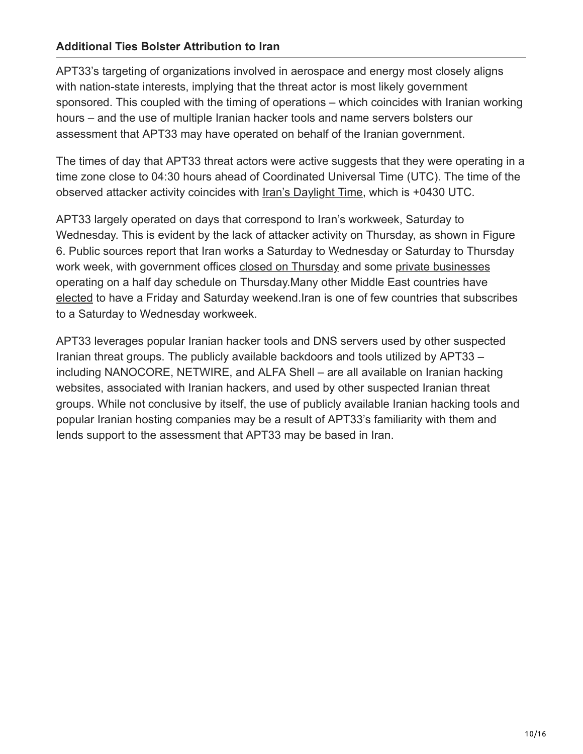### Additional Ties Bolster Attribution to Iran

APT33's targeting of organizations involved in aerospace and energy most closely aligns with nation-state interests, implying that the threat actor is most likely government sponsored. This coupled with the timing of operations – which coincides with Iranian working hours – and the use of multiple Iranian hacker tools and name servers bolsters our assessment that APT33 may have operated on behalf of the Iranian government.

The times of day that APT33 threat actors were active suggests that they were operating in a time zone close to 04:30 hours ahead of Coordinated Universal Time (UTC). The time of the observed attacker activity coincides with Iran's Daylight Time, which is +0430 UTC.

APT33 largely operated on days that correspond to Iran's workweek, Saturday to Wednesday. This is evident by the lack of attacker activity on Thursday, as shown in Figure 6. Public sources report that Iran works a Saturday to Wednesday or Saturday to Thursday work week, with government offices closed on Thursday and some private businesses operating on a half day schedule on Thursday.Many other Middle East countries have elected to have a Friday and Saturday weekend.Iran is one of few countries that subscribes to a Saturday to Wednesday workweek.

APT33 leverages popular Iranian hacker tools and DNS servers used by other suspected Iranian threat groups. The publicly available backdoors and tools utilized by APT33 – including NANOCORE, NETWIRE, and ALFA Shell – are all available on Iranian hacking websites, associated with Iranian hackers, and used by other suspected Iranian threat groups. While not conclusive by itself, the use of publicly available Iranian hacking tools and popular Iranian hosting companies may be a result of APT33's familiarity with them and lends support to the assessment that APT33 may be based in Iran.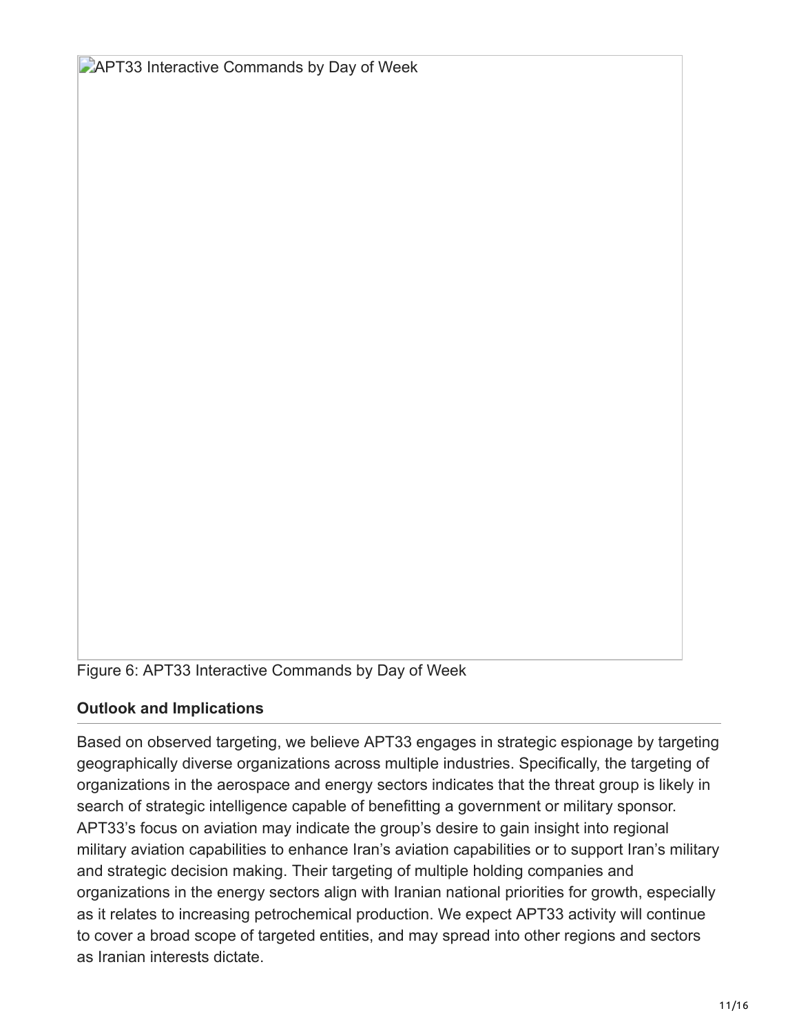APT33 Interactive Commands by Day of Week

Figure 6: APT33 Interactive Commands by Day of Week

**Outlook and Implications**

Based on observed targeting, we believe APT33 engages in strategic espionage by targeting geographically diverse organizations across multiple industries. Specifically, the targeting of organizations in the aerospace and energy sectors indicates that the threat group is likely in search of strategic intelligence capable of benefitting a government or military sponsor. APT33's focus on aviation may indicate the group's desire to gain insight into regional military aviation capabilities to enhance Iran's aviation capabilities or to support Iran's military and strategic decision making. Their targeting of multiple holding companies and organizations in the energy sectors align with Iranian national priorities for growth, especially as it relates to increasing petrochemical production. We expect APT33 activity will continue to cover a broad scope of targeted entities, and may spread into other regions and sectors as Iranian interests dictate.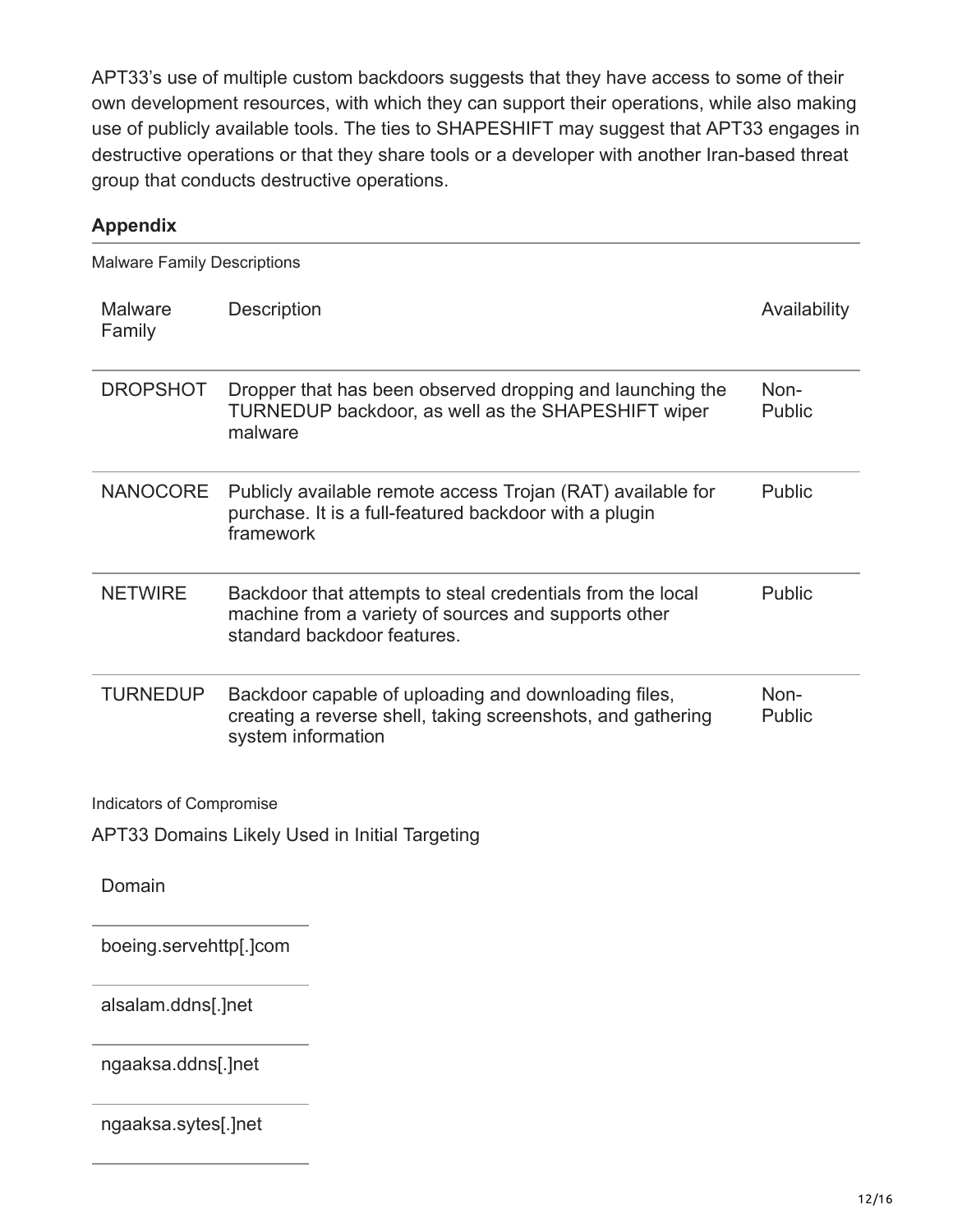APT33's use of multiple custom backdoors suggests that they have access to some of their own development resources, with which they can support their operations, while also making use of publicly available tools. The ties to SHAPESHIFT may suggest that APT33 engages in destructive operations or that they share tools or a developer with another Iran-based threat group that conducts destructive operations.

## Appendix

Malware Family Descriptions

| Malware Family | Description | Availability |
| --- | --- | --- |
| DROPSHOT | Dropper that has been observed dropping and launching the TURNEDUP backdoor, as well as the SHAPESHIFT wiper malware | Non-Public |
| NANOCORE | Publicly available remote access Trojan (RAT) available for purchase. It is a full-featured backdoor with a plugin framework | Public |
| NETWIRE | Backdoor that attempts to steal credentials from the local machine from a variety of sources and supports other standard backdoor features. | Public |
| TURNEDUP | Backdoor capable of uploading and downloading files, creating a reverse shell, taking screenshots, and gathering system information | Non-Public |

Indicators of Compromise

APT33 Domains Likely Used in Initial Targeting

| Domain |
| --- |
| boeing.servehttp[.]com |
| alsalam.ddns[.]net |
| ngaaksa.ddns[.]net |
| ngaaksa.sytes[.]net |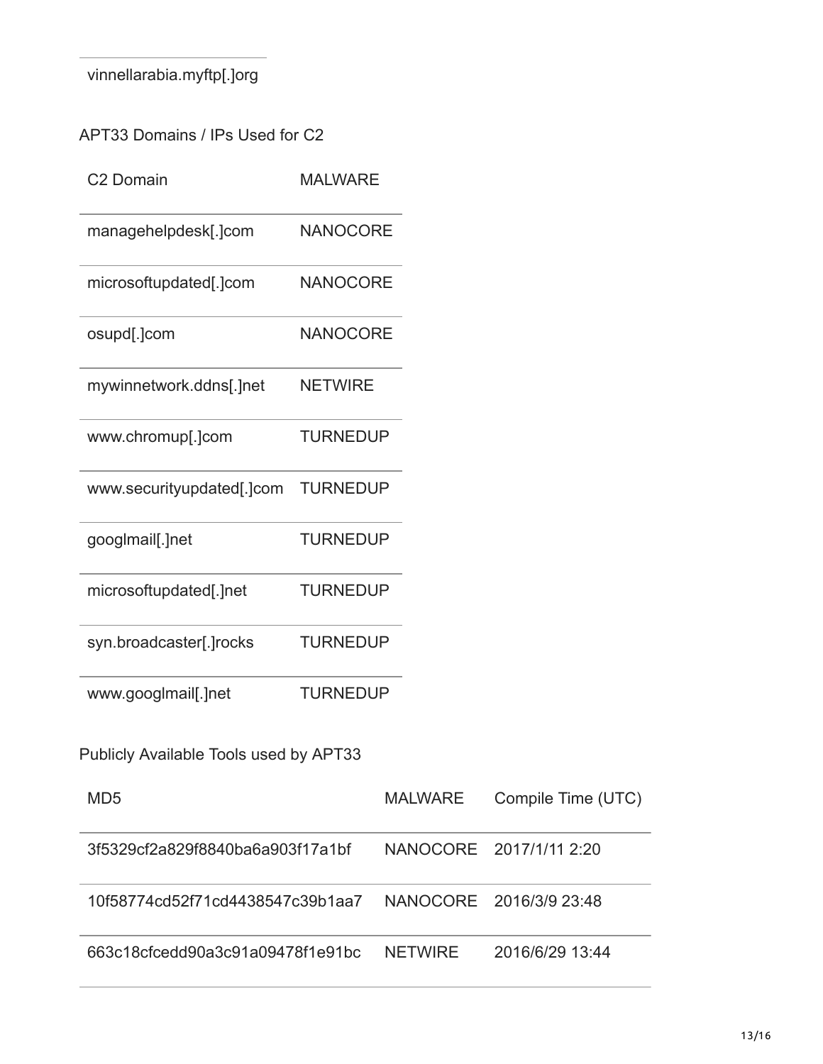| |
|---|
| vinnellarabia.myftp[.]org |

APT33 Domains / IPs Used for C2

| C2 Domain | MALWARE |
|---|---|
| managehelpdesk[.]com | NANOCORE |
| microsoftupdated[.]com | NANOCORE |
| osupd[.]com | NANOCORE |
| mywinnetwork.ddns[.]net | NETWIRE |
| www.chromup[.]com | TURNEDUP |
| www.securityupdated[.]com | TURNEDUP |
| googlmail[.]net | TURNEDUP |
| microsoftupdated[.]net | TURNEDUP |
| syn.broadcaster[.]rocks | TURNEDUP |
| www.googlmail[.]net | TURNEDUP |

Publicly Available Tools used by APT33

| MD5 | MALWARE | Compile Time (UTC) |
|---|---|---|
| 3f5329cf2a829f8840ba6a903f17a1bf | NANOCORE | 2017/1/11 2:20 |
| 10f58774cd52f71cd4438547c39b1aa7 | NANOCORE | 2016/3/9 23:48 |
| 663c18cfcedd90a3c91a09478f1e91bc | NETWIRE | 2016/6/29 13:44 |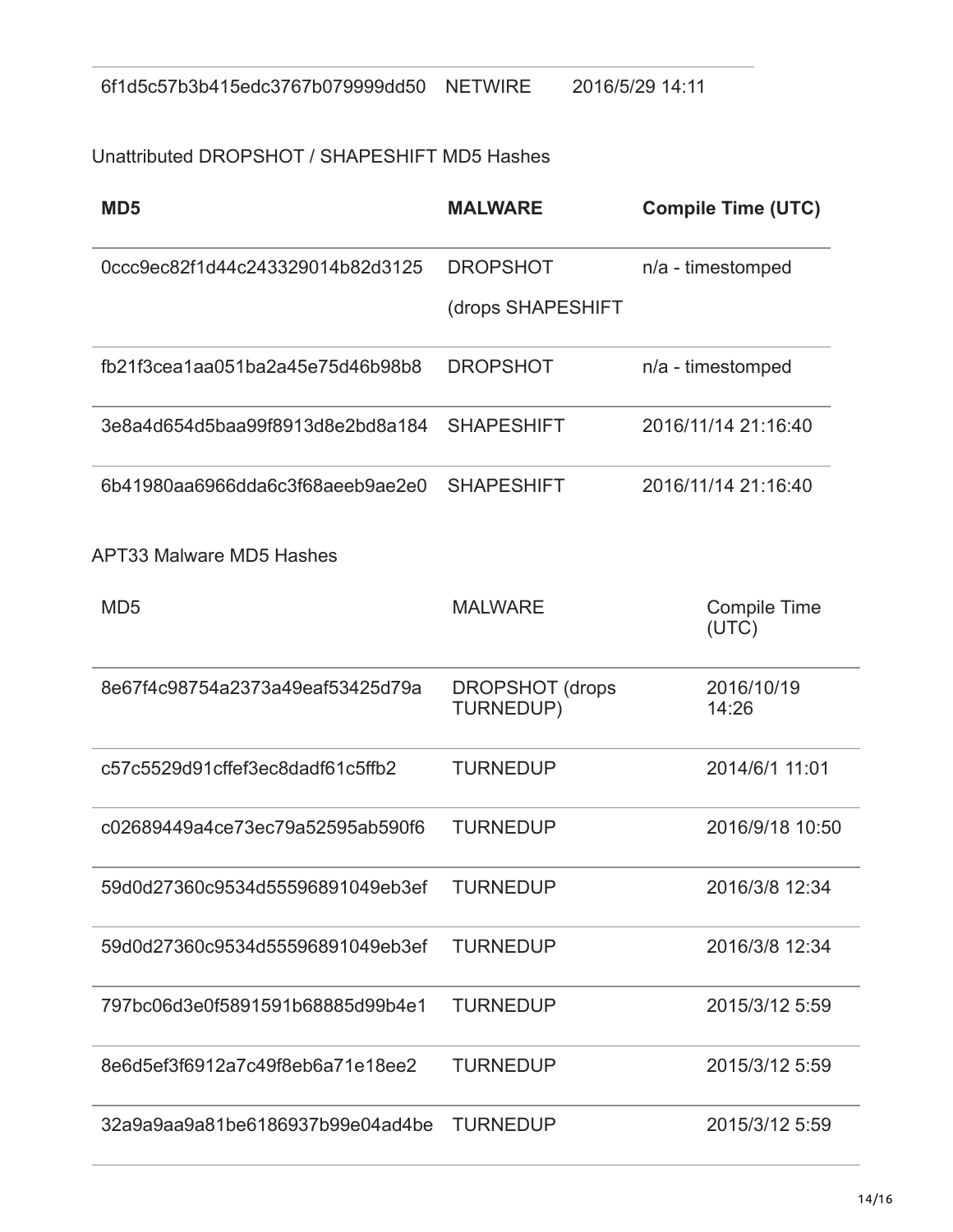| | | |
|---|---|---|
| 6f1d5c57b3b415edc3767b079999dd50 | NETWIRE | 2016/5/29 14:11 |

Unattributed DROPSHOT / SHAPESHIFT MD5 Hashes

| **MD5** | **MALWARE** | **Compile Time (UTC)** |
|---|---|---|
| 0ccc9ec82f1d44c243329014b82d3125 | DROPSHOT (drops SHAPESHIFT | n/a - timestomped |
| fb21f3cea1aa051ba2a45e75d46b98b8 | DROPSHOT | n/a - timestomped |
| 3e8a4d654d5baa99f8913d8e2bd8a184 | SHAPESHIFT | 2016/11/14 21:16:40 |
| 6b41980aa6966dda6c3f68aeeb9ae2e0 | SHAPESHIFT | 2016/11/14 21:16:40 |

APT33 Malware MD5 Hashes

| MD5 | MALWARE | Compile Time (UTC) |
|---|---|---|
| 8e67f4c98754a2373a49eaf53425d79a | DROPSHOT (drops TURNEDUP) | 2016/10/19 14:26 |
| c57c5529d91cffef3ec8dadf61c5ffb2 | TURNEDUP | 2014/6/1 11:01 |
| c02689449a4ce73ec79a52595ab590f6 | TURNEDUP | 2016/9/18 10:50 |
| 59d0d27360c9534d55596891049eb3ef | TURNEDUP | 2016/3/8 12:34 |
| 59d0d27360c9534d55596891049eb3ef | TURNEDUP | 2016/3/8 12:34 |
| 797bc06d3e0f5891591b68885d99b4e1 | TURNEDUP | 2015/3/12 5:59 |
| 8e6d5ef3f6912a7c49f8eb6a71e18ee2 | TURNEDUP | 2015/3/12 5:59 |
| 32a9a9aa9a81be6186937b99e04ad4be | TURNEDUP | 2015/3/12 5:59 |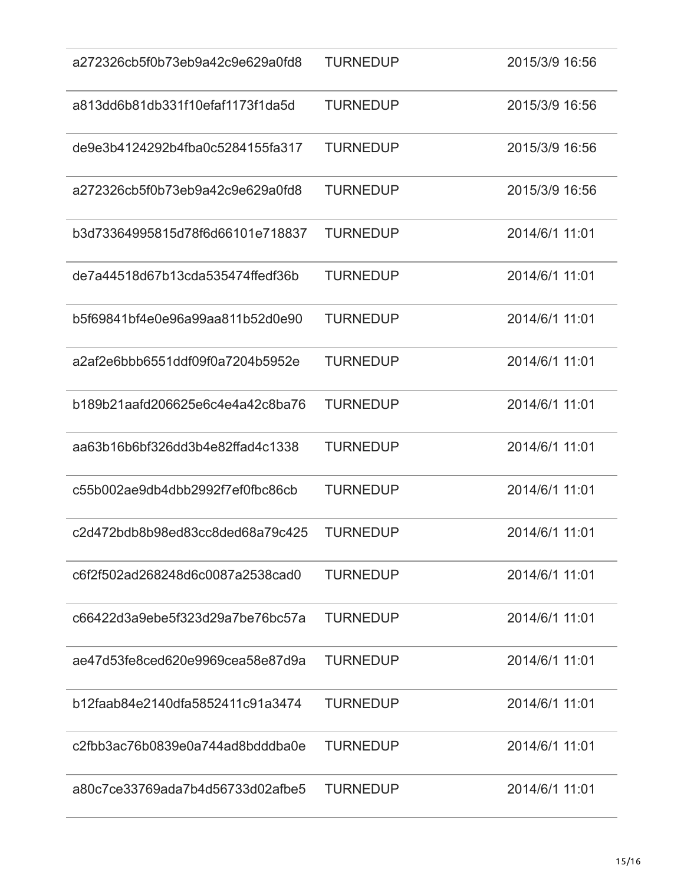| | | |
|---|---|---|
| a272326cb5f0b73eb9a42c9e629a0fd8 | TURNEDUP | 2015/3/9 16:56 |
| a813dd6b81db331f10efaf1173f1da5d | TURNEDUP | 2015/3/9 16:56 |
| de9e3b4124292b4fba0c5284155fa317 | TURNEDUP | 2015/3/9 16:56 |
| a272326cb5f0b73eb9a42c9e629a0fd8 | TURNEDUP | 2015/3/9 16:56 |
| b3d73364995815d78f6d66101e718837 | TURNEDUP | 2014/6/1 11:01 |
| de7a44518d67b13cda535474ffedf36b | TURNEDUP | 2014/6/1 11:01 |
| b5f69841bf4e0e96a99aa811b52d0e90 | TURNEDUP | 2014/6/1 11:01 |
| a2af2e6bbb6551ddf09f0a7204b5952e | TURNEDUP | 2014/6/1 11:01 |
| b189b21aafd206625e6c4e4a42c8ba76 | TURNEDUP | 2014/6/1 11:01 |
| aa63b16b6bf326dd3b4e82ffad4c1338 | TURNEDUP | 2014/6/1 11:01 |
| c55b002ae9db4dbb2992f7ef0fbc86cb | TURNEDUP | 2014/6/1 11:01 |
| c2d472bdb8b98ed83cc8ded68a79c425 | TURNEDUP | 2014/6/1 11:01 |
| c6f2f502ad268248d6c0087a2538cad0 | TURNEDUP | 2014/6/1 11:01 |
| c66422d3a9ebe5f323d29a7be76bc57a | TURNEDUP | 2014/6/1 11:01 |
| ae47d53fe8ced620e9969cea58e87d9a | TURNEDUP | 2014/6/1 11:01 |
| b12faab84e2140dfa5852411c91a3474 | TURNEDUP | 2014/6/1 11:01 |
| c2fbb3ac76b0839e0a744ad8bdddba0e | TURNEDUP | 2014/6/1 11:01 |
| a80c7ce33769ada7b4d56733d02afbe5 | TURNEDUP | 2014/6/1 11:01 |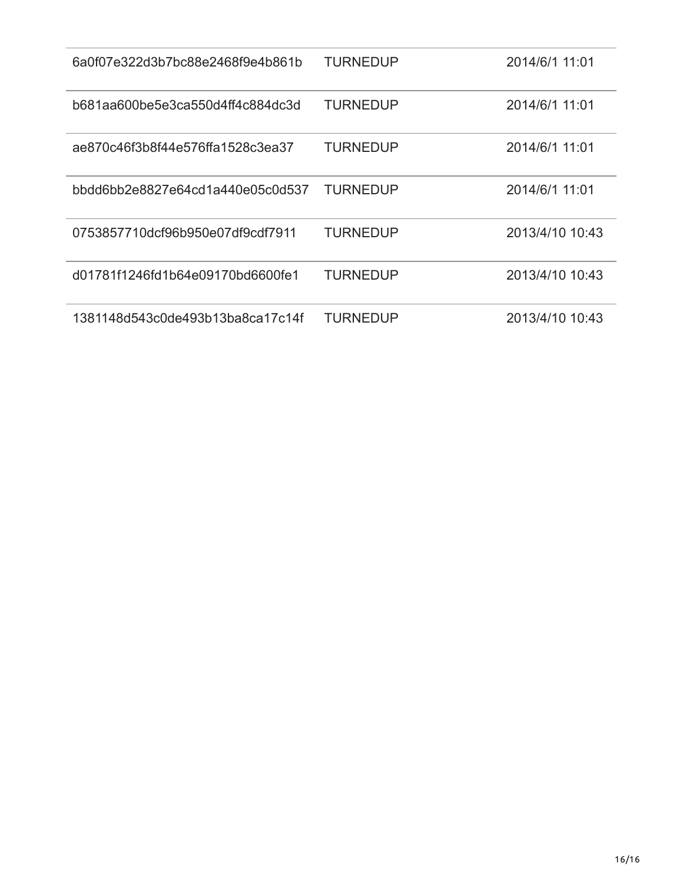| | | |
|---|---|---|
| 6a0f07e322d3b7bc88e2468f9e4b861b | TURNEDUP | 2014/6/1 11:01 |
| b681aa600be5e3ca550d4ff4c884dc3d | TURNEDUP | 2014/6/1 11:01 |
| ae870c46f3b8f44e576ffa1528c3ea37 | TURNEDUP | 2014/6/1 11:01 |
| bbdd6bb2e8827e64cd1a440e05c0d537 | TURNEDUP | 2014/6/1 11:01 |
| 0753857710dcf96b950e07df9cdf7911 | TURNEDUP | 2013/4/10 10:43 |
| d01781f1246fd1b64e09170bd6600fe1 | TURNEDUP | 2013/4/10 10:43 |
| 1381148d543c0de493b13ba8ca17c14f | TURNEDUP | 2013/4/10 10:43 |